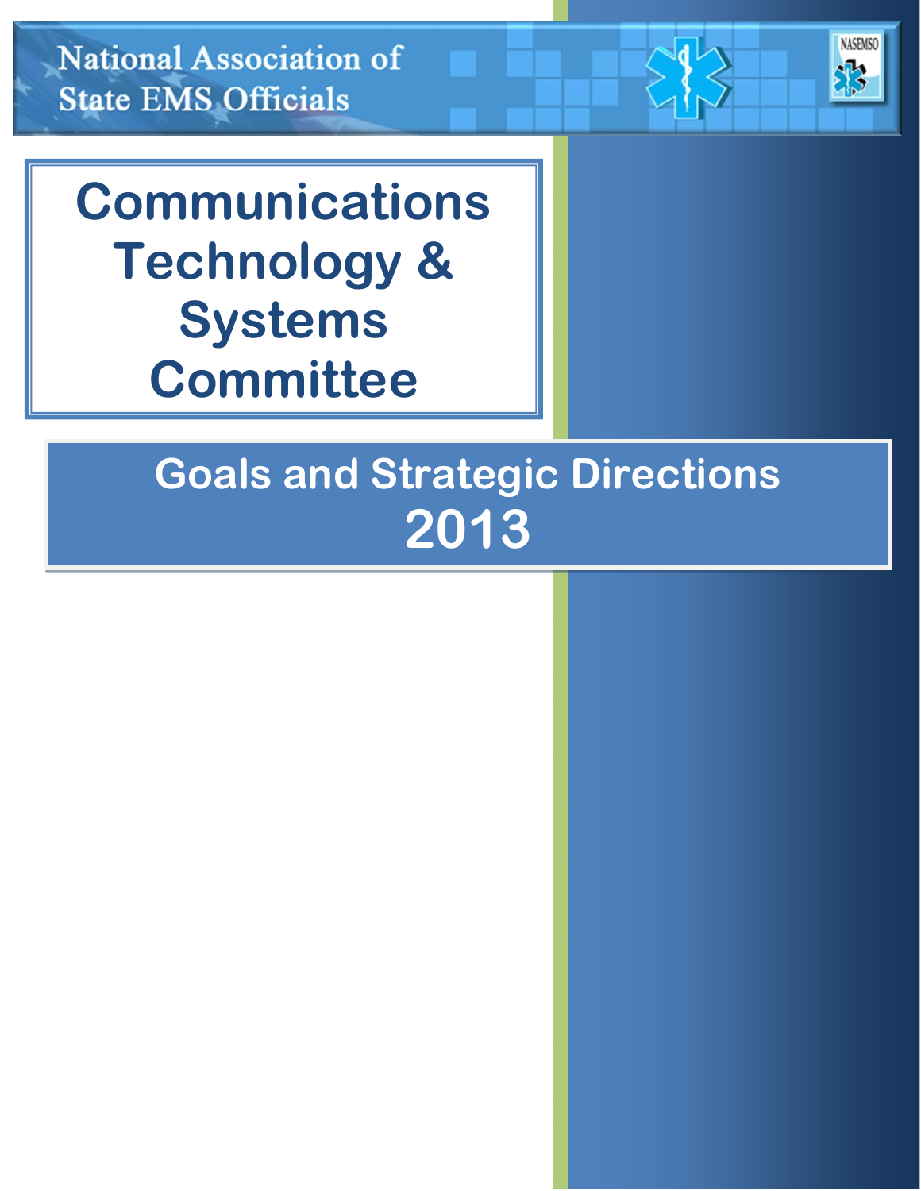National Association of State EMS Officials

# Communications Technology & Systems Committee

## Goals and Strategic Directions 2013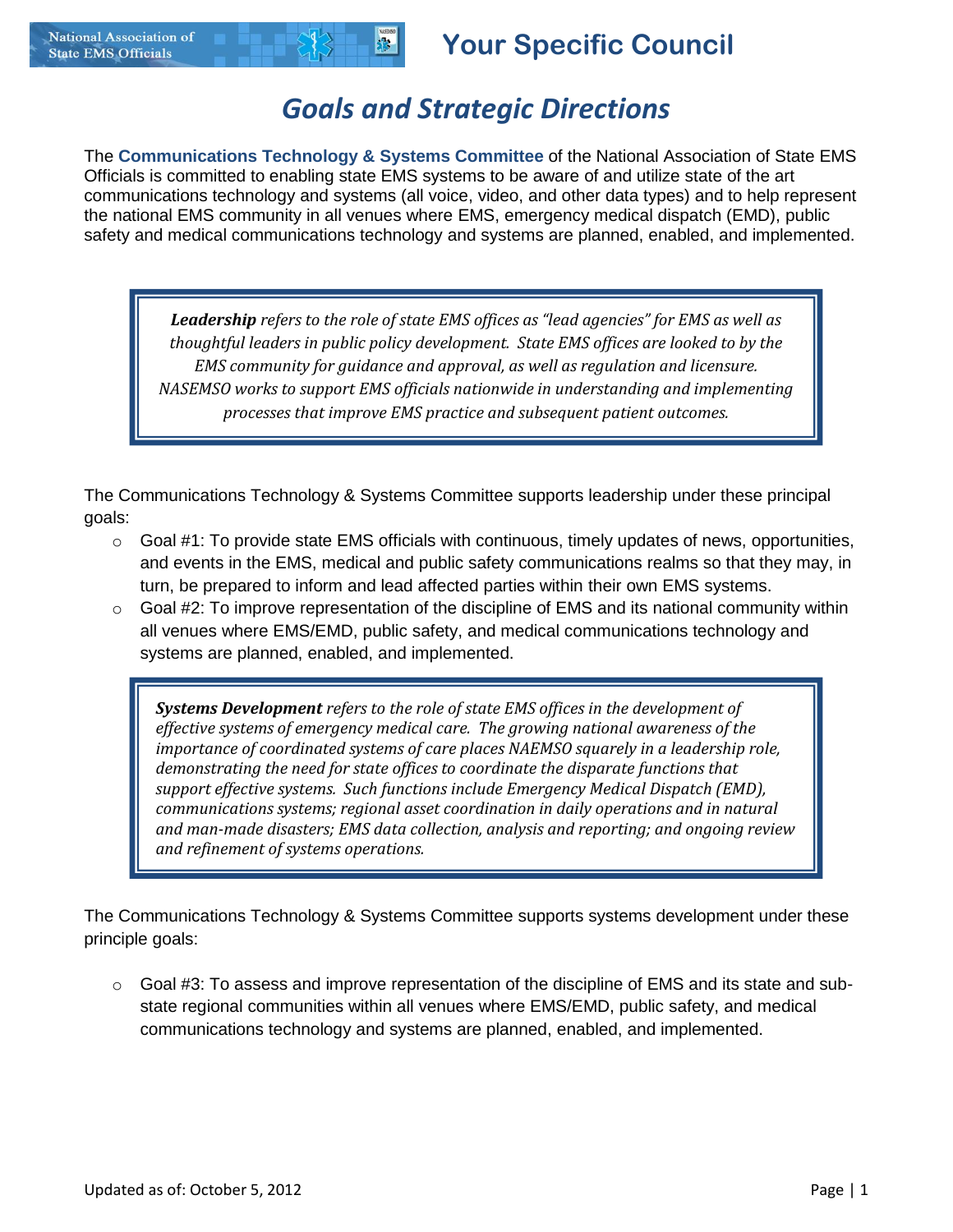# Your Specific Council

## *Goals and Strategic Directions*

The **Communications Technology & Systems Committee** of the National Association of State EMS Officials is committed to enabling state EMS systems to be aware of and utilize state of the art communications technology and systems (all voice, video, and other data types) and to help represent the national EMS community in all venues where EMS, emergency medical dispatch (EMD), public safety and medical communications technology and systems are planned, enabled, and implemented.

> ***Leadership*** *refers to the role of state EMS offices as "lead agencies" for EMS as well as thoughtful leaders in public policy development. State EMS offices are looked to by the EMS community for guidance and approval, as well as regulation and licensure. NASEMSO works to support EMS officials nationwide in understanding and implementing processes that improve EMS practice and subsequent patient outcomes.*

The Communications Technology & Systems Committee supports leadership under these principal goals:

- Goal #1: To provide state EMS officials with continuous, timely updates of news, opportunities, and events in the EMS, medical and public safety communications realms so that they may, in turn, be prepared to inform and lead affected parties within their own EMS systems.
- Goal #2: To improve representation of the discipline of EMS and its national community within all venues where EMS/EMD, public safety, and medical communications technology and systems are planned, enabled, and implemented.

> ***Systems Development*** *refers to the role of state EMS offices in the development of effective systems of emergency medical care. The growing national awareness of the importance of coordinated systems of care places NAEMSO squarely in a leadership role, demonstrating the need for state offices to coordinate the disparate functions that support effective systems. Such functions include Emergency Medical Dispatch (EMD), communications systems; regional asset coordination in daily operations and in natural and man-made disasters; EMS data collection, analysis and reporting; and ongoing review and refinement of systems operations.*

The Communications Technology & Systems Committee supports systems development under these principle goals:

- Goal #3: To assess and improve representation of the discipline of EMS and its state and sub-state regional communities within all venues where EMS/EMD, public safety, and medical communications technology and systems are planned, enabled, and implemented.

Updated as of: October 5, 2012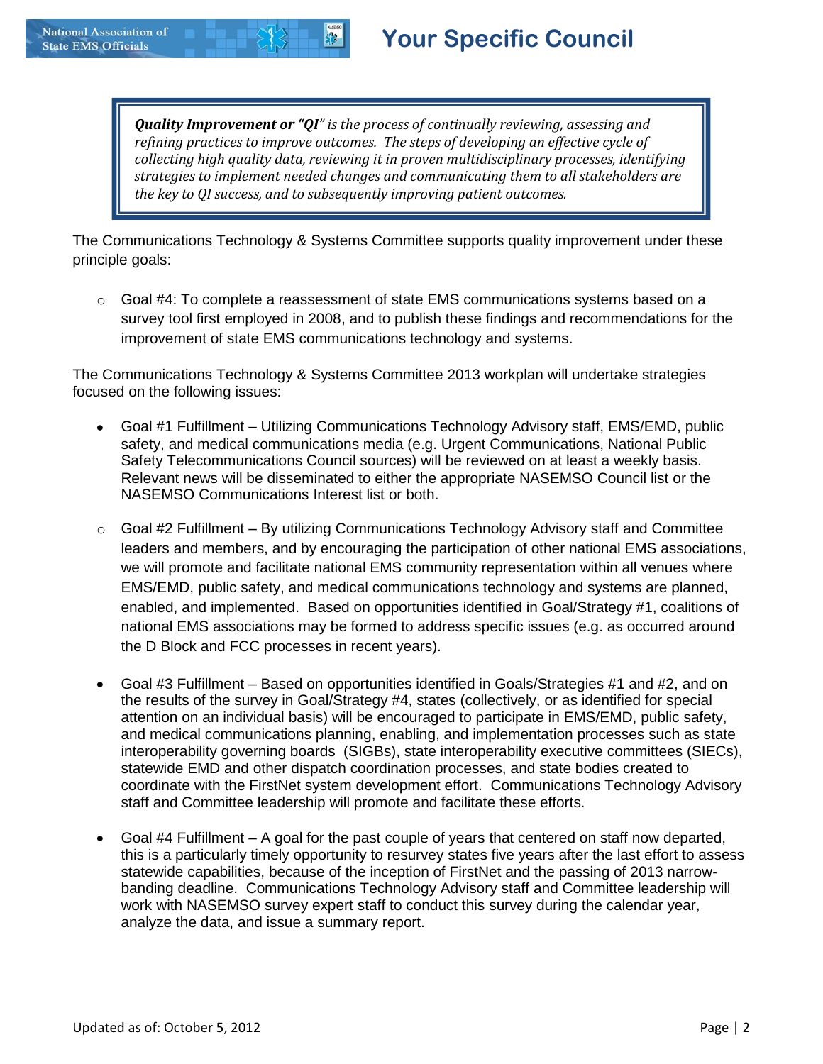***Quality Improvement or "QI"** is the process of continually reviewing, assessing and refining practices to improve outcomes. The steps of developing an effective cycle of collecting high quality data, reviewing it in proven multidisciplinary processes, identifying strategies to implement needed changes and communicating them to all stakeholders are the key to QI success, and to subsequently improving patient outcomes.*

The Communications Technology & Systems Committee supports quality improvement under these principle goals:

- Goal #4: To complete a reassessment of state EMS communications systems based on a survey tool first employed in 2008, and to publish these findings and recommendations for the improvement of state EMS communications technology and systems.

The Communications Technology & Systems Committee 2013 workplan will undertake strategies focused on the following issues:

- Goal #1 Fulfillment – Utilizing Communications Technology Advisory staff, EMS/EMD, public safety, and medical communications media (e.g. Urgent Communications, National Public Safety Telecommunications Council sources) will be reviewed on at least a weekly basis. Relevant news will be disseminated to either the appropriate NASEMSO Council list or the NASEMSO Communications Interest list or both.

- Goal #2 Fulfillment – By utilizing Communications Technology Advisory staff and Committee leaders and members, and by encouraging the participation of other national EMS associations, we will promote and facilitate national EMS community representation within all venues where EMS/EMD, public safety, and medical communications technology and systems are planned, enabled, and implemented. Based on opportunities identified in Goal/Strategy #1, coalitions of national EMS associations may be formed to address specific issues (e.g. as occurred around the D Block and FCC processes in recent years).

- Goal #3 Fulfillment – Based on opportunities identified in Goals/Strategies #1 and #2, and on the results of the survey in Goal/Strategy #4, states (collectively, or as identified for special attention on an individual basis) will be encouraged to participate in EMS/EMD, public safety, and medical communications planning, enabling, and implementation processes such as state interoperability governing boards (SIGBs), state interoperability executive committees (SIECs), statewide EMD and other dispatch coordination processes, and state bodies created to coordinate with the FirstNet system development effort. Communications Technology Advisory staff and Committee leadership will promote and facilitate these efforts.

- Goal #4 Fulfillment – A goal for the past couple of years that centered on staff now departed, this is a particularly timely opportunity to resurvey states five years after the last effort to assess statewide capabilities, because of the inception of FirstNet and the passing of 2013 narrow-banding deadline. Communications Technology Advisory staff and Committee leadership will work with NASEMSO survey expert staff to conduct this survey during the calendar year, analyze the data, and issue a summary report.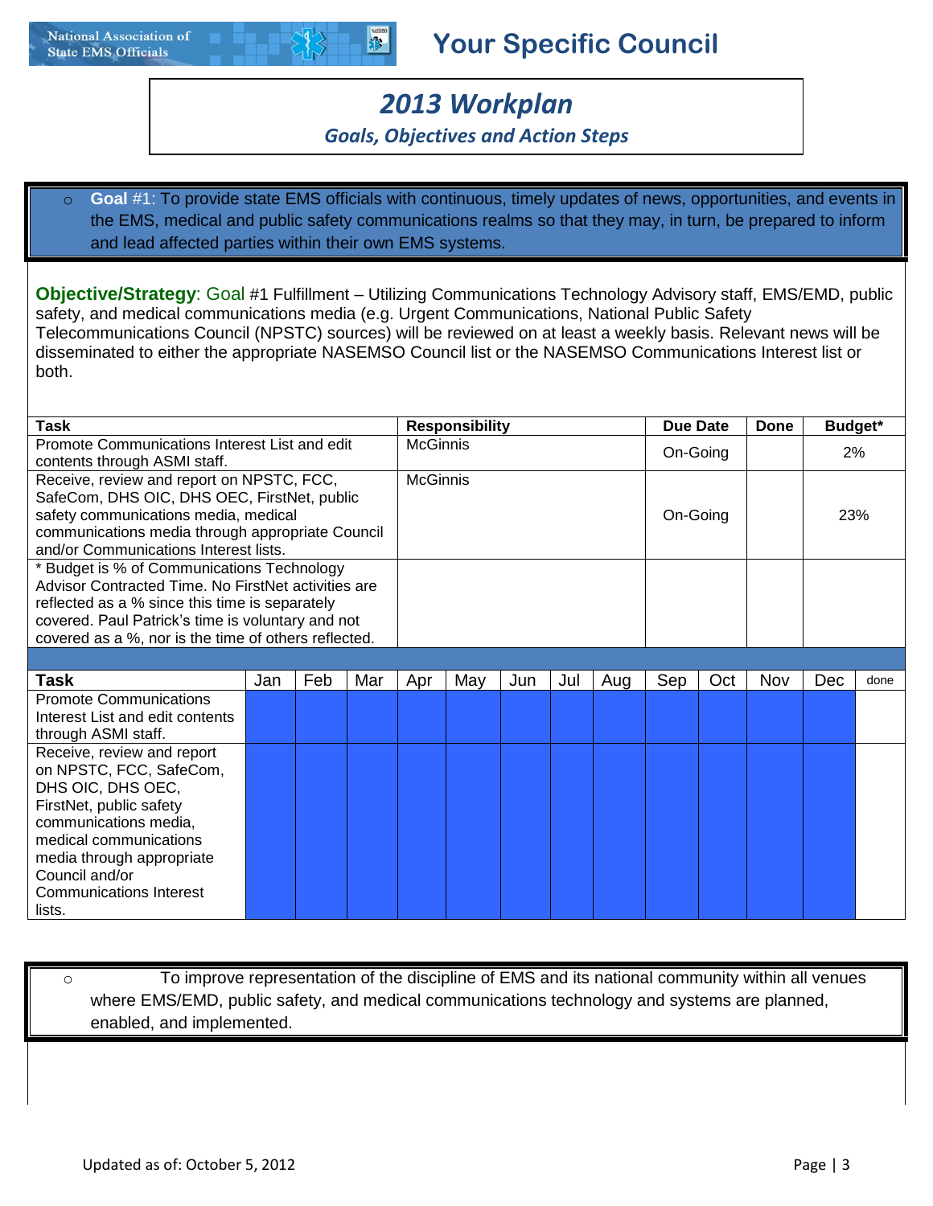# 2013 Workplan

*Goals, Objectives and Action Steps*

- **Goal** #1: To provide state EMS officials with continuous, timely updates of news, opportunities, and events in the EMS, medical and public safety communications realms so that they may, in turn, be prepared to inform and lead affected parties within their own EMS systems.

**Objective/Strategy**: Goal #1 Fulfillment – Utilizing Communications Technology Advisory staff, EMS/EMD, public safety, and medical communications media (e.g. Urgent Communications, National Public Safety Telecommunications Council (NPSTC) sources) will be reviewed on at least a weekly basis. Relevant news will be disseminated to either the appropriate NASEMSO Council list or the NASEMSO Communications Interest list or both.

| Task | Responsibility | Due Date | Done | Budget* |
|---|---|---|---|---|
| Promote Communications Interest List and edit contents through ASMI staff. | McGinnis | On-Going | | 2% |
| Receive, review and report on NPSTC, FCC, SafeCom, DHS OIC, DHS OEC, FirstNet, public safety communications media, medical communications media through appropriate Council and/or Communications Interest lists. | McGinnis | On-Going | | 23% |
| * Budget is % of Communications Technology Advisor Contracted Time. No FirstNet activities are reflected as a % since this time is separately covered. Paul Patrick's time is voluntary and not covered as a %, nor is the time of others reflected. | | | | |

| Task | Jan | Feb | Mar | Apr | May | Jun | Jul | Aug | Sep | Oct | Nov | Dec | done |
|---|---|---|---|---|---|---|---|---|---|---|---|---|---|
| Promote Communications Interest List and edit contents through ASMI staff. | | | | | | | | | | | | | |
| Receive, review and report on NPSTC, FCC, SafeCom, DHS OIC, DHS OEC, FirstNet, public safety communications media, medical communications media through appropriate Council and/or Communications Interest lists. | | | | | | | | | | | | | |

- To improve representation of the discipline of EMS and its national community within all venues where EMS/EMD, public safety, and medical communications technology and systems are planned, enabled, and implemented.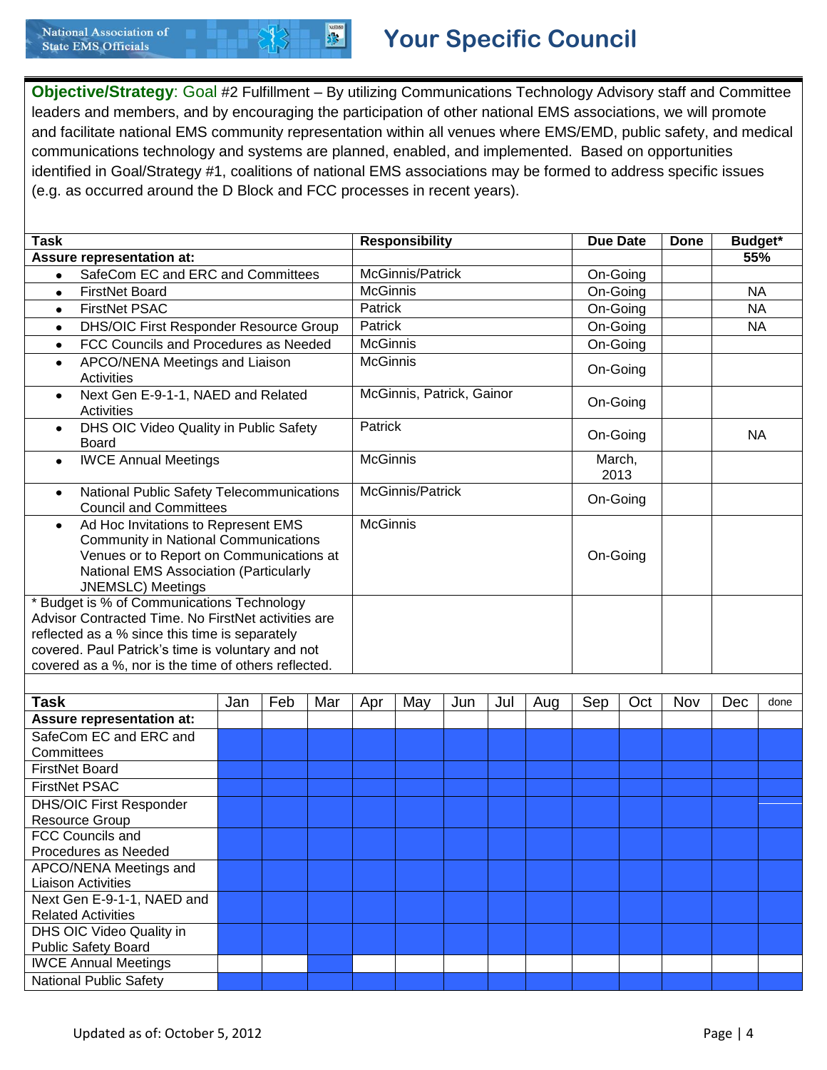# Your Specific Council

**Objective/Strategy**: Goal #2 Fulfillment – By utilizing Communications Technology Advisory staff and Committee leaders and members, and by encouraging the participation of other national EMS associations, we will promote and facilitate national EMS community representation within all venues where EMS/EMD, public safety, and medical communications technology and systems are planned, enabled, and implemented. Based on opportunities identified in Goal/Strategy #1, coalitions of national EMS associations may be formed to address specific issues (e.g. as occurred around the D Block and FCC processes in recent years).

| Task | Responsibility | Due Date | Done | Budget* |
|---|---|---|---|---|
| **Assure representation at:** | | | | **55%** |
| • SafeCom EC and ERC and Committees | McGinnis/Patrick | On-Going | | |
| • FirstNet Board | McGinnis | On-Going | | NA |
| • FirstNet PSAC | Patrick | On-Going | | NA |
| • DHS/OIC First Responder Resource Group | Patrick | On-Going | | NA |
| • FCC Councils and Procedures as Needed | McGinnis | On-Going | | |
| • APCO/NENA Meetings and Liaison Activities | McGinnis | On-Going | | |
| • Next Gen E-9-1-1, NAED and Related Activities | McGinnis, Patrick, Gainor | On-Going | | |
| • DHS OIC Video Quality in Public Safety Board | Patrick | On-Going | | NA |
| • IWCE Annual Meetings | McGinnis | March, 2013 | | |
| • National Public Safety Telecommunications Council and Committees | McGinnis/Patrick | On-Going | | |
| • Ad Hoc Invitations to Represent EMS Community in National Communications Venues or to Report on Communications at National EMS Association (Particularly JNEMSLC) Meetings | McGinnis | On-Going | | |
| * Budget is % of Communications Technology Advisor Contracted Time. No FirstNet activities are reflected as a % since this time is separately covered. Paul Patrick's time is voluntary and not covered as a %, nor is the time of others reflected. | | | | |

| Task | Jan | Feb | Mar | Apr | May | Jun | Jul | Aug | Sep | Oct | Nov | Dec | done |
|---|---|---|---|---|---|---|---|---|---|---|---|---|---|
| **Assure representation at:** | | | | | | | | | | | | | |
| SafeCom EC and ERC and Committees | ■ | ■ | ■ | ■ | ■ | ■ | ■ | ■ | ■ | ■ | ■ | ■ | ■ |
| FirstNet Board | ■ | ■ | ■ | ■ | ■ | ■ | ■ | ■ | ■ | ■ | ■ | ■ | ■ |
| FirstNet PSAC | ■ | ■ | ■ | ■ | ■ | ■ | ■ | ■ | ■ | ■ | ■ | ■ | ■ |
| DHS/OIC First Responder Resource Group | ■ | ■ | ■ | ■ | ■ | ■ | ■ | ■ | ■ | ■ | ■ | ■ | ■ |
| FCC Councils and Procedures as Needed | ■ | ■ | ■ | ■ | ■ | ■ | ■ | ■ | ■ | ■ | ■ | ■ | ■ |
| APCO/NENA Meetings and Liaison Activities | ■ | ■ | ■ | ■ | ■ | ■ | ■ | ■ | ■ | ■ | ■ | ■ | ■ |
| Next Gen E-9-1-1, NAED and Related Activities | ■ | ■ | ■ | ■ | ■ | ■ | ■ | ■ | ■ | ■ | ■ | ■ | ■ |
| DHS OIC Video Quality in Public Safety Board | ■ | ■ | ■ | ■ | ■ | ■ | ■ | ■ | ■ | ■ | ■ | ■ | ■ |
| IWCE Annual Meetings | | | ■ | | | | | | | | | | |
| National Public Safety | ■ | ■ | ■ | ■ | ■ | ■ | ■ | ■ | ■ | ■ | ■ | ■ | ■ |

Updated as of: October 5, 2012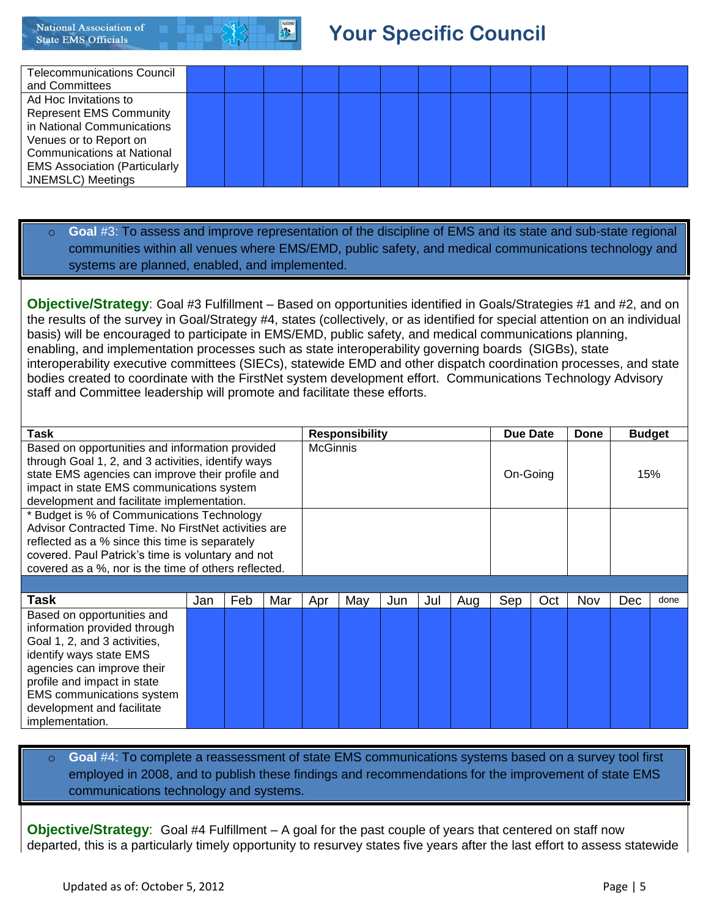| Task | Jan | Feb | Mar | Apr | May | Jun | Jul | Aug | Sep | Oct | Nov | Dec | done |
|---|---|---|---|---|---|---|---|---|---|---|---|---|---|
| Telecommunications Council and Committees | | | | | | | | | | | | | |
| Ad Hoc Invitations to Represent EMS Community in National Communications Venues or to Report on Communications at National EMS Association (Particularly JNEMSLC) Meetings | | | | | | | | | | | | | |

- **Goal** #3: To assess and improve representation of the discipline of EMS and its state and sub-state regional communities within all venues where EMS/EMD, public safety, and medical communications technology and systems are planned, enabled, and implemented.

**Objective/Strategy**: Goal #3 Fulfillment – Based on opportunities identified in Goals/Strategies #1 and #2, and on the results of the survey in Goal/Strategy #4, states (collectively, or as identified for special attention on an individual basis) will be encouraged to participate in EMS/EMD, public safety, and medical communications planning, enabling, and implementation processes such as state interoperability governing boards (SIGBs), state interoperability executive committees (SIECs), statewide EMD and other dispatch coordination processes, and state bodies created to coordinate with the FirstNet system development effort. Communications Technology Advisory staff and Committee leadership will promote and facilitate these efforts.

| Task | Responsibility | Due Date | Done | Budget |
|---|---|---|---|---|
| Based on opportunities and information provided through Goal 1, 2, and 3 activities, identify ways state EMS agencies can improve their profile and impact in state EMS communications system development and facilitate implementation. | McGinnis | On-Going | | 15% |
| * Budget is % of Communications Technology Advisor Contracted Time. No FirstNet activities are reflected as a % since this time is separately covered. Paul Patrick's time is voluntary and not covered as a %, nor is the time of others reflected. | | | | |

| Task | Jan | Feb | Mar | Apr | May | Jun | Jul | Aug | Sep | Oct | Nov | Dec | done |
|---|---|---|---|---|---|---|---|---|---|---|---|---|---|
| Based on opportunities and information provided through Goal 1, 2, and 3 activities, identify ways state EMS agencies can improve their profile and impact in state EMS communications system development and facilitate implementation. | | | | | | | | | | | | | |

- **Goal** #4: To complete a reassessment of state EMS communications systems based on a survey tool first employed in 2008, and to publish these findings and recommendations for the improvement of state EMS communications technology and systems.

**Objective/Strategy**: Goal #4 Fulfillment – A goal for the past couple of years that centered on staff now departed, this is a particularly timely opportunity to resurvey states five years after the last effort to assess statewide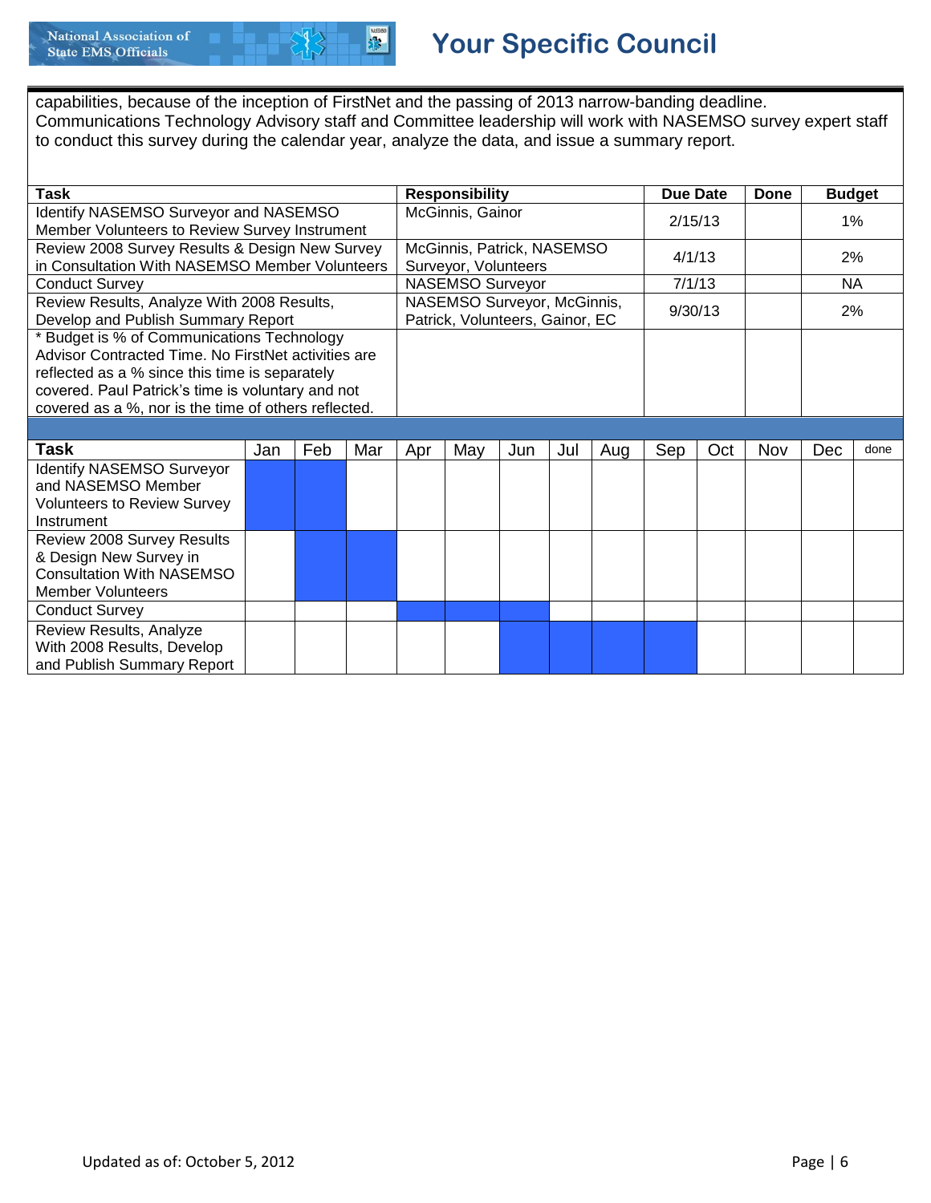capabilities, because of the inception of FirstNet and the passing of 2013 narrow-banding deadline. Communications Technology Advisory staff and Committee leadership will work with NASEMSO survey expert staff to conduct this survey during the calendar year, analyze the data, and issue a summary report.

| Task | Responsibility | Due Date | Done | Budget |
|---|---|---|---|---|
| Identify NASEMSO Surveyor and NASEMSO Member Volunteers to Review Survey Instrument | McGinnis, Gainor | 2/15/13 | | 1% |
| Review 2008 Survey Results & Design New Survey in Consultation With NASEMSO Member Volunteers | McGinnis, Patrick, NASEMSO Surveyor, Volunteers | 4/1/13 | | 2% |
| Conduct Survey | NASEMSO Surveyor | 7/1/13 | | NA |
| Review Results, Analyze With 2008 Results, Develop and Publish Summary Report | NASEMSO Surveyor, McGinnis, Patrick, Volunteers, Gainor, EC | 9/30/13 | | 2% |
| * Budget is % of Communications Technology Advisor Contracted Time. No FirstNet activities are reflected as a % since this time is separately covered. Paul Patrick's time is voluntary and not covered as a %, nor is the time of others reflected. | | | | |

| Task | Jan | Feb | Mar | Apr | May | Jun | Jul | Aug | Sep | Oct | Nov | Dec | done |
|---|---|---|---|---|---|---|---|---|---|---|---|---|---|
| Identify NASEMSO Surveyor and NASEMSO Member Volunteers to Review Survey Instrument | | | | | | | | | | | | | |
| Review 2008 Survey Results & Design New Survey in Consultation With NASEMSO Member Volunteers | | | | | | | | | | | | | |
| Conduct Survey | | | | | | | | | | | | | |
| Review Results, Analyze With 2008 Results, Develop and Publish Summary Report | | | | | | | | | | | | | |